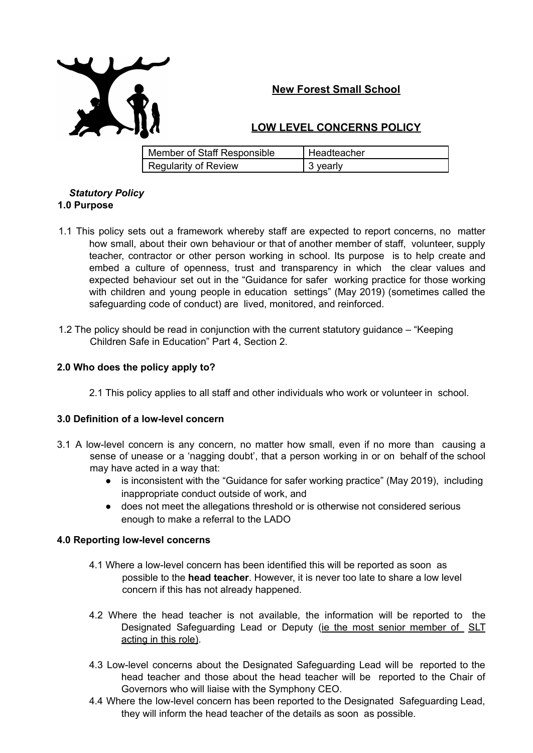# New Forest Small School

## LOW LEVEL CONCERNS POLICY

| Member of Staff Responsible | Headteacher |
|---|---|
| Regularity of Review | 3 yearly |

***Statutory Policy***

**1.0 Purpose**

1.1 This policy sets out a framework whereby staff are expected to report concerns, no matter how small, about their own behaviour or that of another member of staff, volunteer, supply teacher, contractor or other person working in school. Its purpose is to help create and embed a culture of openness, trust and transparency in which the clear values and expected behaviour set out in the "Guidance for safer working practice for those working with children and young people in education settings" (May 2019) (sometimes called the safeguarding code of conduct) are lived, monitored, and reinforced.

1.2 The policy should be read in conjunction with the current statutory guidance – "Keeping Children Safe in Education" Part 4, Section 2.

**2.0 Who does the policy apply to?**

2.1 This policy applies to all staff and other individuals who work or volunteer in school.

**3.0 Definition of a low-level concern**

3.1 A low-level concern is any concern, no matter how small, even if no more than causing a sense of unease or a 'nagging doubt', that a person working in or on behalf of the school may have acted in a way that:

- is inconsistent with the "Guidance for safer working practice" (May 2019), including inappropriate conduct outside of work, and
- does not meet the allegations threshold or is otherwise not considered serious enough to make a referral to the LADO

**4.0 Reporting low-level concerns**

4.1 Where a low-level concern has been identified this will be reported as soon as possible to the **head teacher**. However, it is never too late to share a low level concern if this has not already happened.

4.2 Where the head teacher is not available, the information will be reported to the Designated Safeguarding Lead or Deputy (ie the most senior member of SLT acting in this role).

4.3 Low-level concerns about the Designated Safeguarding Lead will be reported to the head teacher and those about the head teacher will be reported to the Chair of Governors who will liaise with the Symphony CEO.

4.4 Where the low-level concern has been reported to the Designated Safeguarding Lead, they will inform the head teacher of the details as soon as possible.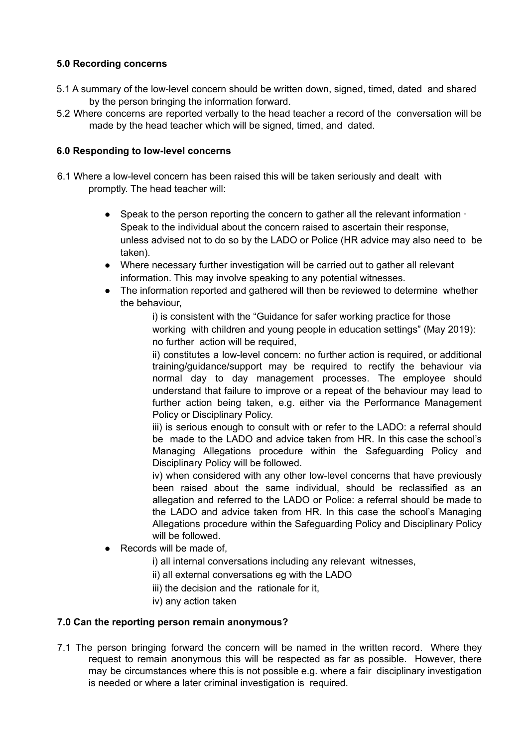**5.0 Recording concerns**

5.1 A summary of the low-level concern should be written down, signed, timed, dated and shared by the person bringing the information forward.

5.2 Where concerns are reported verbally to the head teacher a record of the conversation will be made by the head teacher which will be signed, timed, and dated.

**6.0 Responding to low-level concerns**

6.1 Where a low-level concern has been raised this will be taken seriously and dealt with promptly. The head teacher will:

- Speak to the person reporting the concern to gather all the relevant information · Speak to the individual about the concern raised to ascertain their response, unless advised not to do so by the LADO or Police (HR advice may also need to be taken).
- Where necessary further investigation will be carried out to gather all relevant information. This may involve speaking to any potential witnesses.
- The information reported and gathered will then be reviewed to determine whether the behaviour,

  i) is consistent with the "Guidance for safer working practice for those working with children and young people in education settings" (May 2019): no further action will be required,

  ii) constitutes a low-level concern: no further action is required, or additional training/guidance/support may be required to rectify the behaviour via normal day to day management processes. The employee should understand that failure to improve or a repeat of the behaviour may lead to further action being taken, e.g. either via the Performance Management Policy or Disciplinary Policy.

  iii) is serious enough to consult with or refer to the LADO: a referral should be made to the LADO and advice taken from HR. In this case the school's Managing Allegations procedure within the Safeguarding Policy and Disciplinary Policy will be followed.

  iv) when considered with any other low-level concerns that have previously been raised about the same individual, should be reclassified as an allegation and referred to the LADO or Police: a referral should be made to the LADO and advice taken from HR. In this case the school's Managing Allegations procedure within the Safeguarding Policy and Disciplinary Policy will be followed.
- Records will be made of,

  i) all internal conversations including any relevant witnesses,

  ii) all external conversations eg with the LADO

  iii) the decision and the rationale for it,

  iv) any action taken

**7.0 Can the reporting person remain anonymous?**

7.1 The person bringing forward the concern will be named in the written record. Where they request to remain anonymous this will be respected as far as possible. However, there may be circumstances where this is not possible e.g. where a fair disciplinary investigation is needed or where a later criminal investigation is required.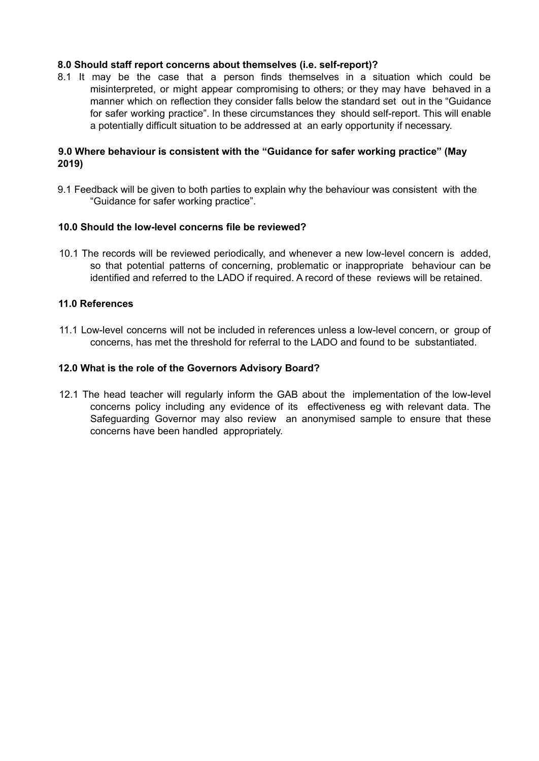### 8.0 Should staff report concerns about themselves (i.e. self-report)?

8.1 It may be the case that a person finds themselves in a situation which could be misinterpreted, or might appear compromising to others; or they may have behaved in a manner which on reflection they consider falls below the standard set out in the "Guidance for safer working practice". In these circumstances they should self-report. This will enable a potentially difficult situation to be addressed at an early opportunity if necessary.

### 9.0 Where behaviour is consistent with the "Guidance for safer working practice" (May 2019)

9.1 Feedback will be given to both parties to explain why the behaviour was consistent with the "Guidance for safer working practice".

### 10.0 Should the low-level concerns file be reviewed?

10.1 The records will be reviewed periodically, and whenever a new low-level concern is added, so that potential patterns of concerning, problematic or inappropriate behaviour can be identified and referred to the LADO if required. A record of these reviews will be retained.

### 11.0 References

11.1 Low-level concerns will not be included in references unless a low-level concern, or group of concerns, has met the threshold for referral to the LADO and found to be substantiated.

### 12.0 What is the role of the Governors Advisory Board?

12.1 The head teacher will regularly inform the GAB about the implementation of the low-level concerns policy including any evidence of its effectiveness eg with relevant data. The Safeguarding Governor may also review an anonymised sample to ensure that these concerns have been handled appropriately.